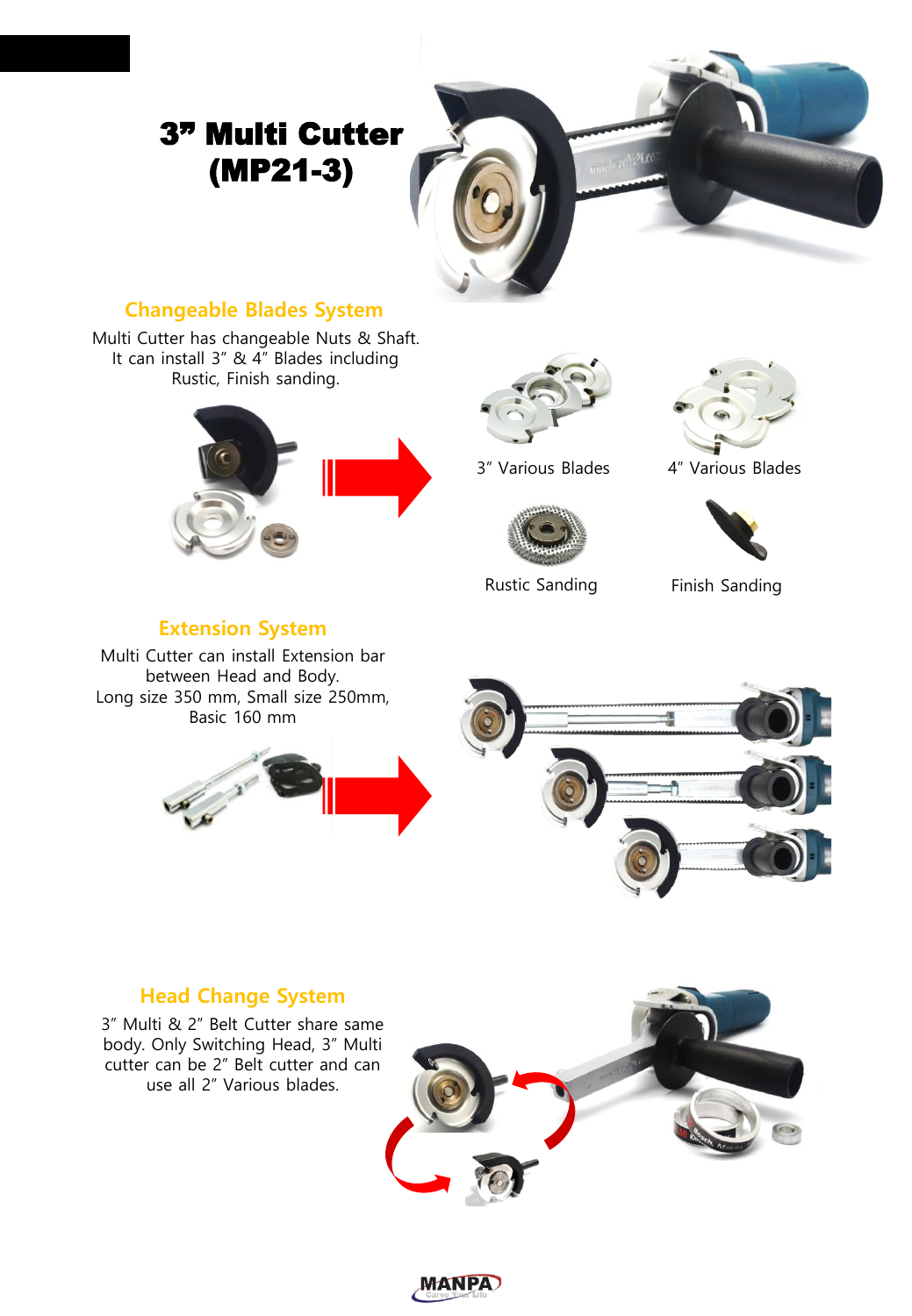# 3" Multi Cutter (MP21-3)

## Changeable Blades System

Multi Cutter has changeable Nuts & Shaft. It can install 3" & 4" Blades including Rustic, Finish sanding.

3" Various Blades

4" Various Blades

Rustic Sanding

Finish Sanding

## Extension System

Multi Cutter can install Extension bar between Head and Body. Long size 350 mm, Small size 250mm, Basic 160 mm

## Head Change System

3" Multi & 2" Belt Cutter share same body. Only Switching Head, 3" Multi cutter can be 2" Belt cutter and can use all 2" Various blades.

MANPA
Carve Your Life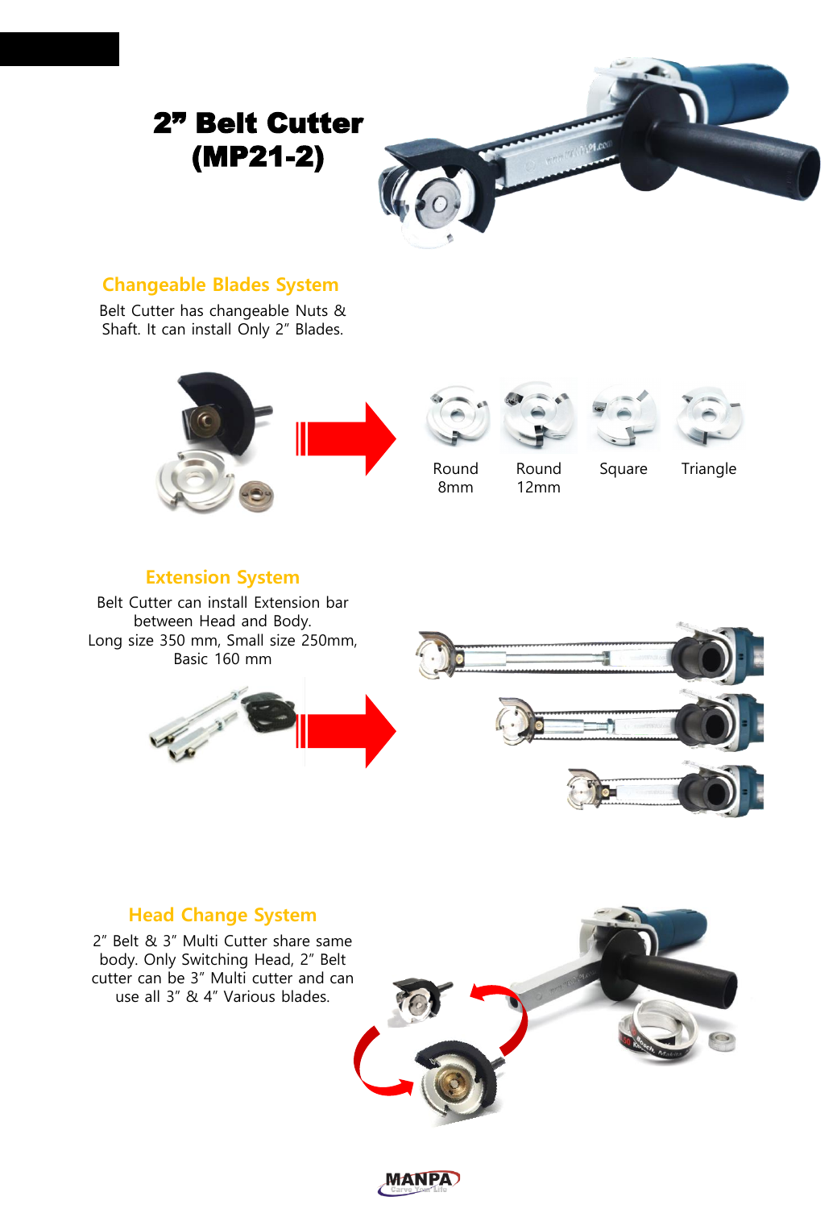# 2" Belt Cutter (MP21-2)

## Changeable Blades System

Belt Cutter has changeable Nuts & Shaft. It can install Only 2" Blades.

Round 8mm

Round 12mm

Square

Triangle

## Extension System

Belt Cutter can install Extension bar between Head and Body.
Long size 350 mm, Small size 250mm, Basic 160 mm

## Head Change System

2" Belt & 3" Multi Cutter share same body. Only Switching Head, 2" Belt cutter can be 3" Multi cutter and can use all 3" & 4" Various blades.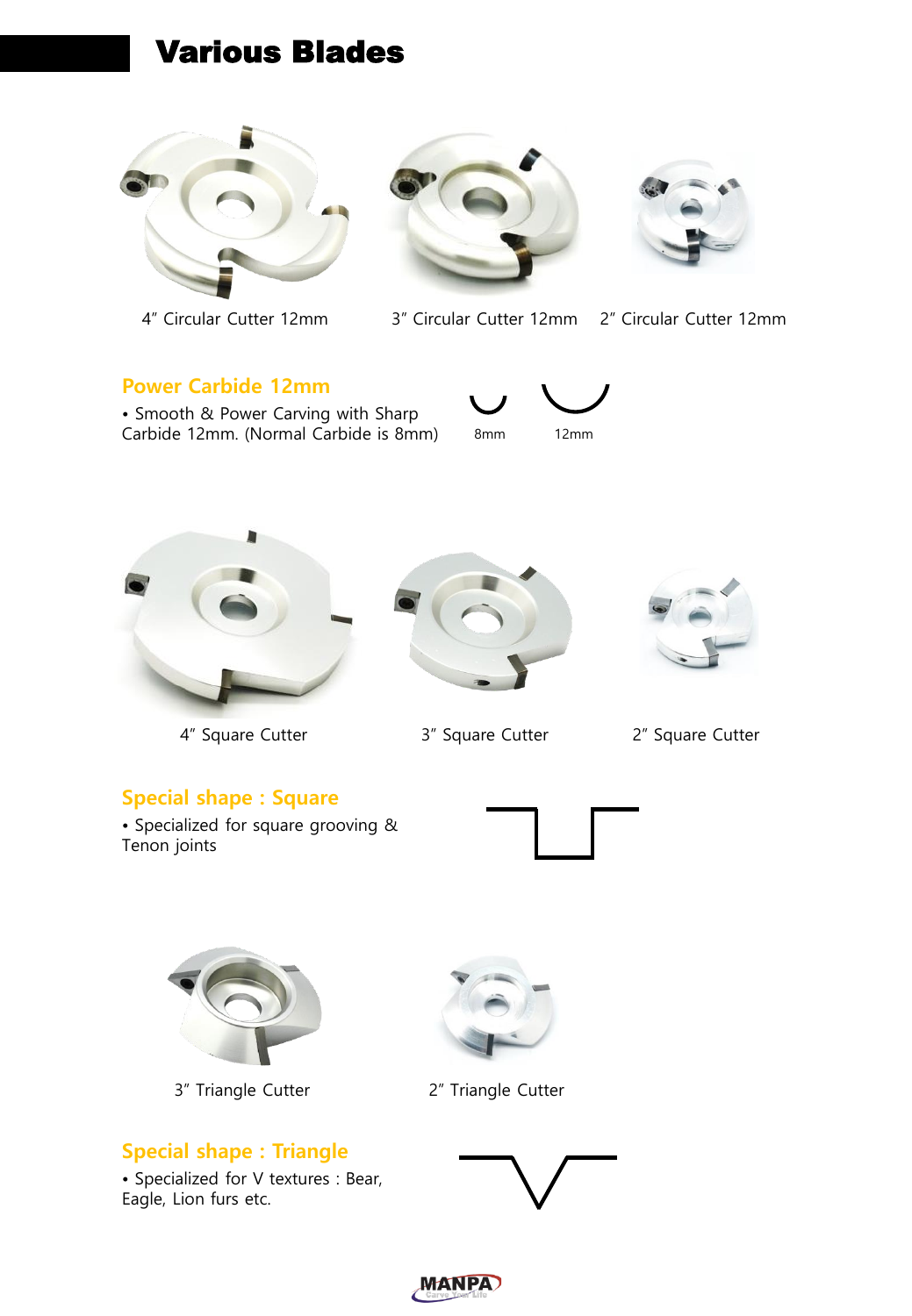# Various Blades

4" Circular Cutter 12mm

3" Circular Cutter 12mm

2" Circular Cutter 12mm

## Power Carbide 12mm

- Smooth & Power Carving with Sharp Carbide 12mm. (Normal Carbide is 8mm)

8mm

12mm

4" Square Cutter

3" Square Cutter

2" Square Cutter

## Special shape : Square

- Specialized for square grooving & Tenon joints

3" Triangle Cutter

2" Triangle Cutter

## Special shape : Triangle

- Specialized for V textures : Bear, Eagle, Lion furs etc.

MANPA
Carve Your Life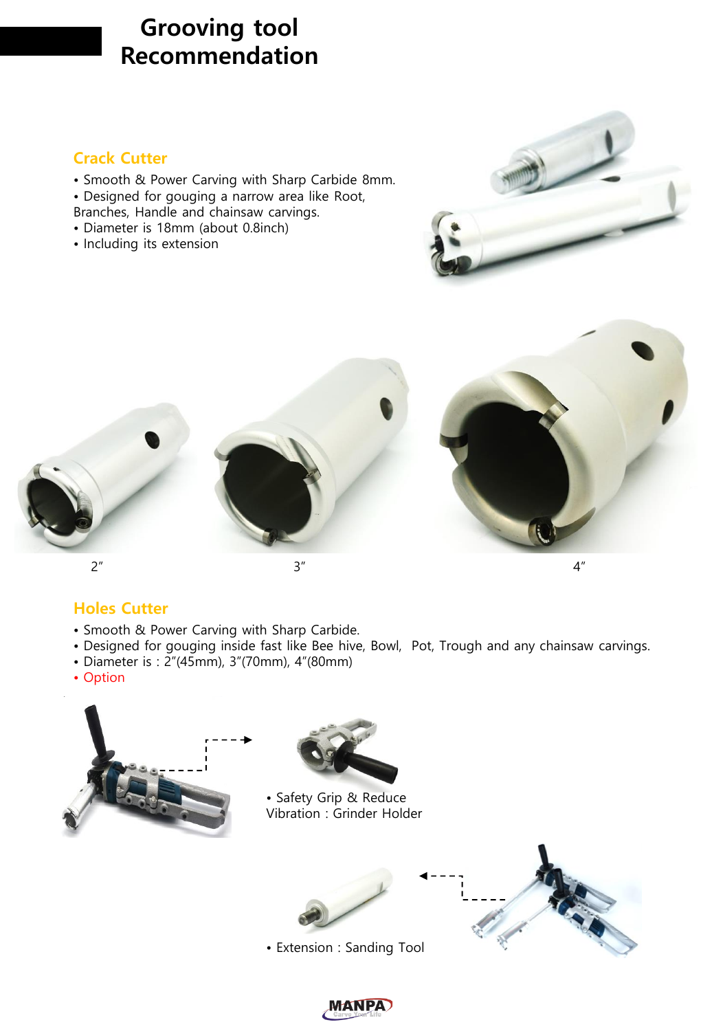# Grooving tool Recommendation

## Crack Cutter

- Smooth & Power Carving with Sharp Carbide 8mm.
- Designed for gouging a narrow area like Root, Branches, Handle and chainsaw carvings.
- Diameter is 18mm (about 0.8inch)
- Including its extension

2″ 3″ 4″

## Holes Cutter

- Smooth & Power Carving with Sharp Carbide.
- Designed for gouging inside fast like Bee hive, Bowl, Pot, Trough and any chainsaw carvings.
- Diameter is : 2″(45mm), 3″(70mm), 4″(80mm)
- Option

- Safety Grip & Reduce Vibration : Grinder Holder

- Extension : Sanding Tool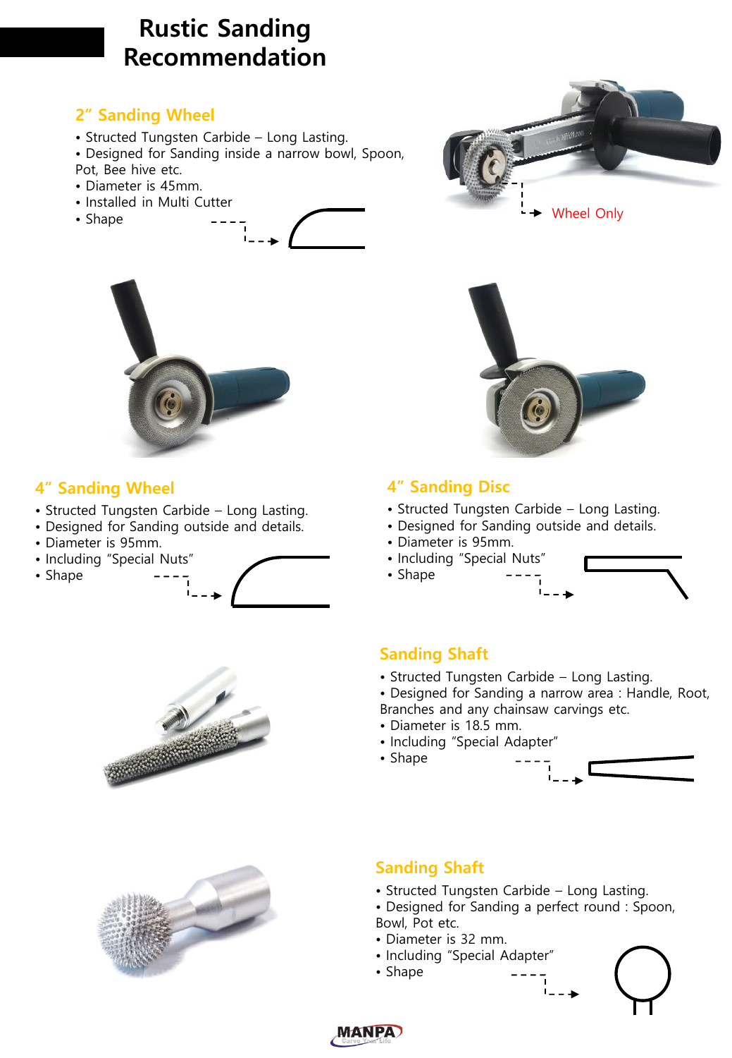# Rustic Sanding Recommendation

## 2" Sanding Wheel

- Structed Tungsten Carbide – Long Lasting.
- Designed for Sanding inside a narrow bowl, Spoon, Pot, Bee hive etc.
- Diameter is 45mm.
- Installed in Multi Cutter
- Shape

Wheel Only

## 4" Sanding Wheel

- Structed Tungsten Carbide – Long Lasting.
- Designed for Sanding outside and details.
- Diameter is 95mm.
- Including "Special Nuts"
- Shape

## 4" Sanding Disc

- Structed Tungsten Carbide – Long Lasting.
- Designed for Sanding outside and details.
- Diameter is 95mm.
- Including "Special Nuts"
- Shape

## Sanding Shaft

- Structed Tungsten Carbide – Long Lasting.
- Designed for Sanding a narrow area : Handle, Root, Branches and any chainsaw carvings etc.
- Diameter is 18.5 mm.
- Including "Special Adapter"
- Shape

## Sanding Shaft

- Structed Tungsten Carbide – Long Lasting.
- Designed for Sanding a perfect round : Spoon, Bowl, Pot etc.
- Diameter is 32 mm.
- Including "Special Adapter"
- Shape

MANPA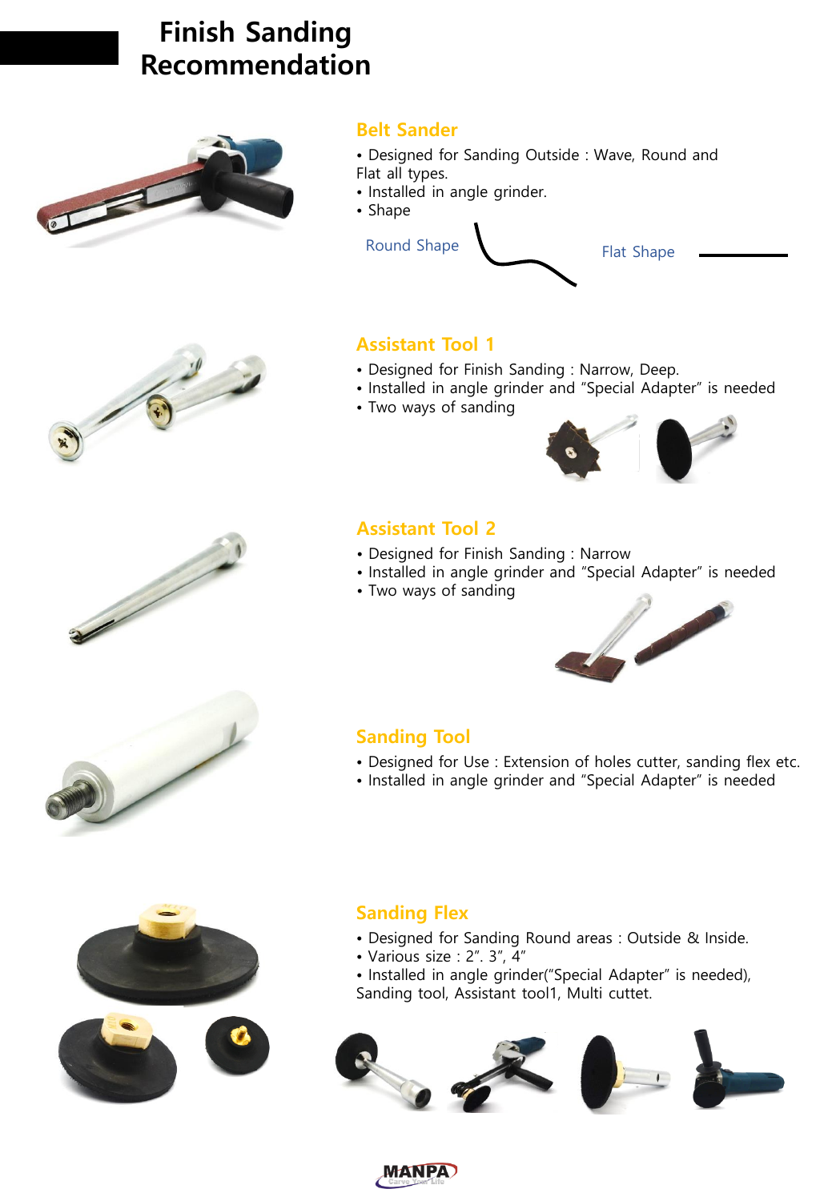# Finish Sanding Recommendation

## Belt Sander

- Designed for Sanding Outside : Wave, Round and Flat all types.
- Installed in angle grinder.
- Shape

Round Shape

Flat Shape

## Assistant Tool 1

- Designed for Finish Sanding : Narrow, Deep.
- Installed in angle grinder and "Special Adapter" is needed
- Two ways of sanding

## Assistant Tool 2

- Designed for Finish Sanding : Narrow
- Installed in angle grinder and "Special Adapter" is needed
- Two ways of sanding

## Sanding Tool

- Designed for Use : Extension of holes cutter, sanding flex etc.
- Installed in angle grinder and "Special Adapter" is needed

## Sanding Flex

- Designed for Sanding Round areas : Outside & Inside.
- Various size : 2". 3", 4"
- Installed in angle grinder("Special Adapter" is needed), Sanding tool, Assistant tool1, Multi cuttet.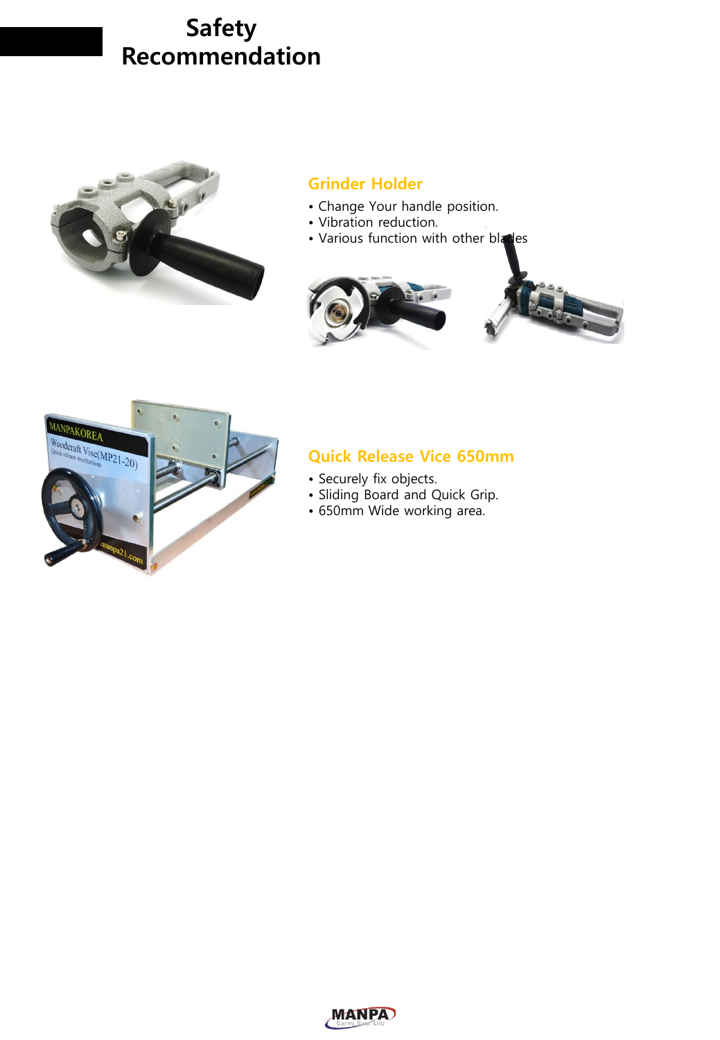# Safety Recommendation

## Grinder Holder

- Change Your handle position.
- Vibration reduction.
- Various function with other blades

## Quick Release Vice 650mm

- Securely fix objects.
- Sliding Board and Quick Grip.
- 650mm Wide working area.